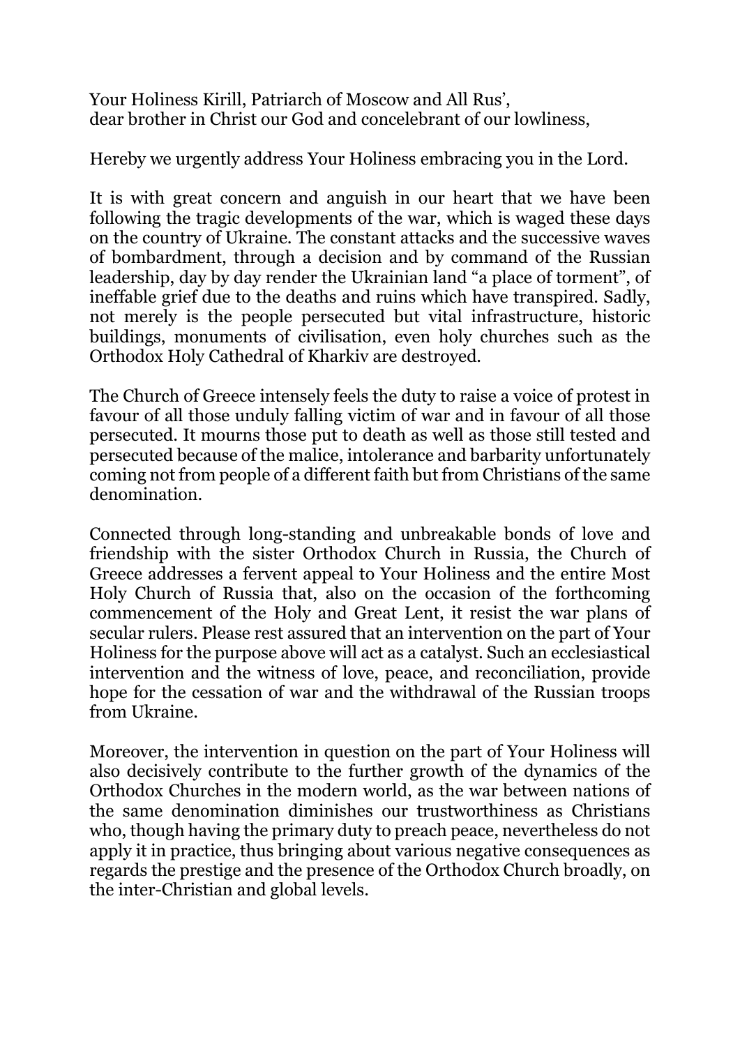Your Holiness Kirill, Patriarch of Moscow and All Rus',
dear brother in Christ our God and concelebrant of our lowliness,

Hereby we urgently address Your Holiness embracing you in the Lord.

It is with great concern and anguish in our heart that we have been following the tragic developments of the war, which is waged these days on the country of Ukraine. The constant attacks and the successive waves of bombardment, through a decision and by command of the Russian leadership, day by day render the Ukrainian land "a place of torment", of ineffable grief due to the deaths and ruins which have transpired. Sadly, not merely is the people persecuted but vital infrastructure, historic buildings, monuments of civilisation, even holy churches such as the Orthodox Holy Cathedral of Kharkiv are destroyed.

The Church of Greece intensely feels the duty to raise a voice of protest in favour of all those unduly falling victim of war and in favour of all those persecuted. It mourns those put to death as well as those still tested and persecuted because of the malice, intolerance and barbarity unfortunately coming not from people of a different faith but from Christians of the same denomination.

Connected through long-standing and unbreakable bonds of love and friendship with the sister Orthodox Church in Russia, the Church of Greece addresses a fervent appeal to Your Holiness and the entire Most Holy Church of Russia that, also on the occasion of the forthcoming commencement of the Holy and Great Lent, it resist the war plans of secular rulers. Please rest assured that an intervention on the part of Your Holiness for the purpose above will act as a catalyst. Such an ecclesiastical intervention and the witness of love, peace, and reconciliation, provide hope for the cessation of war and the withdrawal of the Russian troops from Ukraine.

Moreover, the intervention in question on the part of Your Holiness will also decisively contribute to the further growth of the dynamics of the Orthodox Churches in the modern world, as the war between nations of the same denomination diminishes our trustworthiness as Christians who, though having the primary duty to preach peace, nevertheless do not apply it in practice, thus bringing about various negative consequences as regards the prestige and the presence of the Orthodox Church broadly, on the inter-Christian and global levels.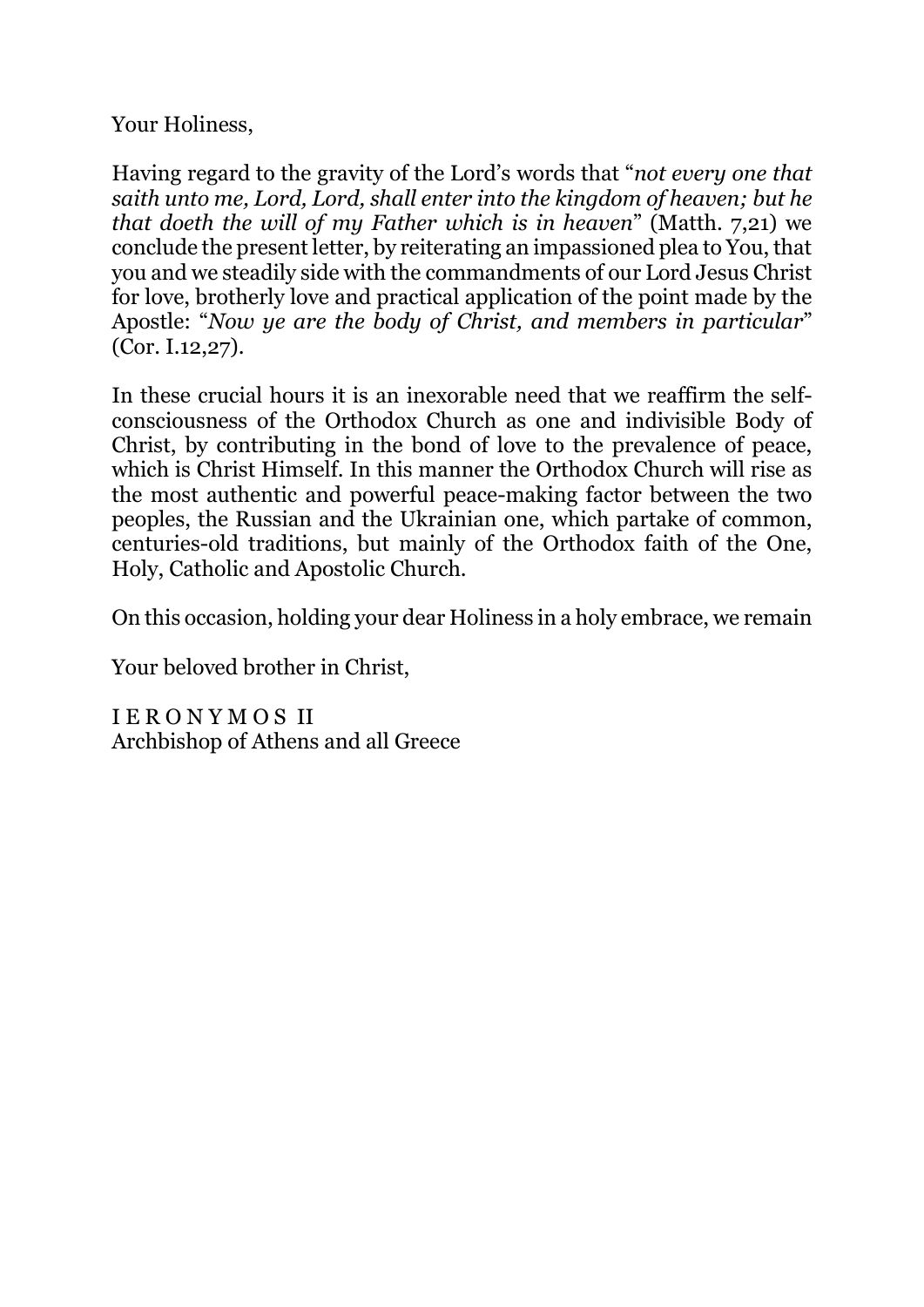Your Holiness,

Having regard to the gravity of the Lord's words that "*not every one that saith unto me, Lord, Lord, shall enter into the kingdom of heaven; but he that doeth the will of my Father which is in heaven*" (Matth. 7,21) we conclude the present letter, by reiterating an impassioned plea to You, that you and we steadily side with the commandments of our Lord Jesus Christ for love, brotherly love and practical application of the point made by the Apostle: "*Now ye are the body of Christ, and members in particular*" (Cor. I.12,27).

In these crucial hours it is an inexorable need that we reaffirm the self-consciousness of the Orthodox Church as one and indivisible Body of Christ, by contributing in the bond of love to the prevalence of peace, which is Christ Himself. In this manner the Orthodox Church will rise as the most authentic and powerful peace-making factor between the two peoples, the Russian and the Ukrainian one, which partake of common, centuries-old traditions, but mainly of the Orthodox faith of the One, Holy, Catholic and Apostolic Church.

On this occasion, holding your dear Holiness in a holy embrace, we remain

Your beloved brother in Christ,

I E R O N Y M O S II
Archbishop of Athens and all Greece